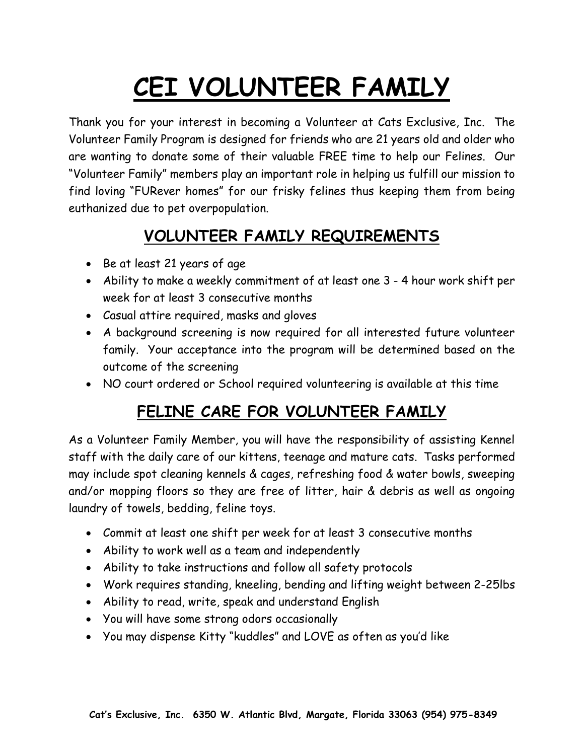# CEI VOLUNTEER FAMILY

Thank you for your interest in becoming a Volunteer at Cats Exclusive, Inc. The Volunteer Family Program is designed for friends who are 21 years old and older who are wanting to donate some of their valuable FREE time to help our Felines. Our "Volunteer Family" members play an important role in helping us fulfill our mission to find loving "FURever homes" for our frisky felines thus keeping them from being euthanized due to pet overpopulation.

## VOLUNTEER FAMILY REQUIREMENTS

- Be at least 21 years of age
- Ability to make a weekly commitment of at least one 3 - 4 hour work shift per week for at least 3 consecutive months
- Casual attire required, masks and gloves
- A background screening is now required for all interested future volunteer family. Your acceptance into the program will be determined based on the outcome of the screening
- NO court ordered or School required volunteering is available at this time

## FELINE CARE FOR VOLUNTEER FAMILY

As a Volunteer Family Member, you will have the responsibility of assisting Kennel staff with the daily care of our kittens, teenage and mature cats. Tasks performed may include spot cleaning kennels & cages, refreshing food & water bowls, sweeping and/or mopping floors so they are free of litter, hair & debris as well as ongoing laundry of towels, bedding, feline toys.

- Commit at least one shift per week for at least 3 consecutive months
- Ability to work well as a team and independently
- Ability to take instructions and follow all safety protocols
- Work requires standing, kneeling, bending and lifting weight between 2-25lbs
- Ability to read, write, speak and understand English
- You will have some strong odors occasionally
- You may dispense Kitty "kuddles" and LOVE as often as you'd like

**Cat's Exclusive, Inc. 6350 W. Atlantic Blvd, Margate, Florida 33063 (954) 975-8349**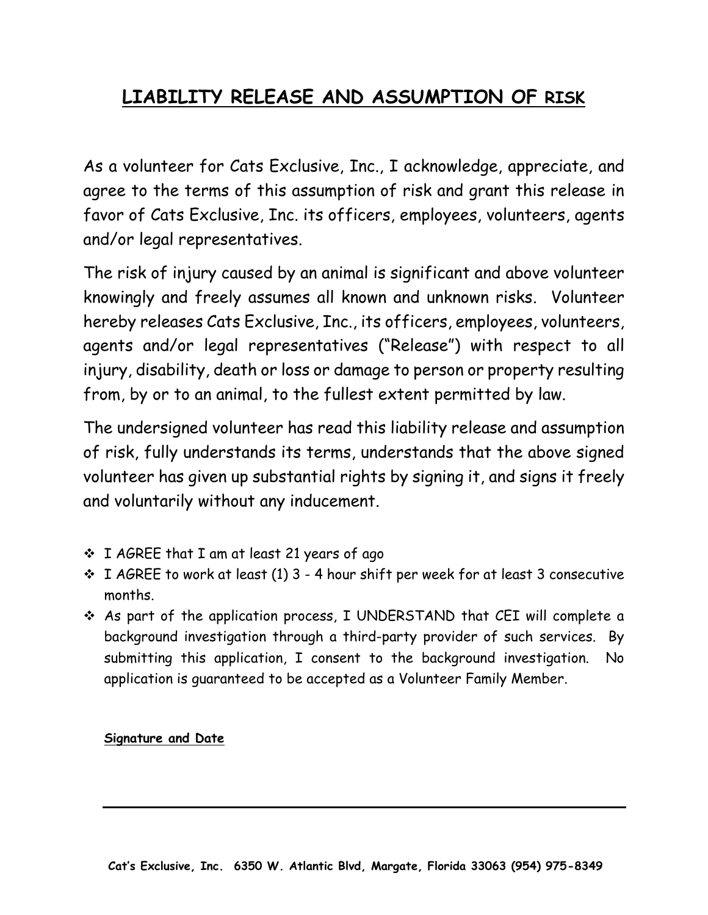# LIABILITY RELEASE AND ASSUMPTION OF RISK

As a volunteer for Cats Exclusive, Inc., I acknowledge, appreciate, and agree to the terms of this assumption of risk and grant this release in favor of Cats Exclusive, Inc. its officers, employees, volunteers, agents and/or legal representatives.

The risk of injury caused by an animal is significant and above volunteer knowingly and freely assumes all known and unknown risks. Volunteer hereby releases Cats Exclusive, Inc., its officers, employees, volunteers, agents and/or legal representatives ("Release") with respect to all injury, disability, death or loss or damage to person or property resulting from, by or to an animal, to the fullest extent permitted by law.

The undersigned volunteer has read this liability release and assumption of risk, fully understands its terms, understands that the above signed volunteer has given up substantial rights by signing it, and signs it freely and voluntarily without any inducement.

- I AGREE that I am at least 21 years of ago
- I AGREE to work at least (1) 3 - 4 hour shift per week for at least 3 consecutive months.
- As part of the application process, I UNDERSTAND that CEI will complete a background investigation through a third-party provider of such services. By submitting this application, I consent to the background investigation. No application is guaranteed to be accepted as a Volunteer Family Member.

**Signature and Date**

\_\_\_\_\_\_\_\_\_\_\_\_\_\_\_\_\_\_\_\_\_\_\_\_\_\_\_\_\_\_\_\_\_\_\_\_\_\_\_\_\_\_\_\_\_\_

**Cat's Exclusive, Inc. 6350 W. Atlantic Blvd, Margate, Florida 33063 (954) 975-8349**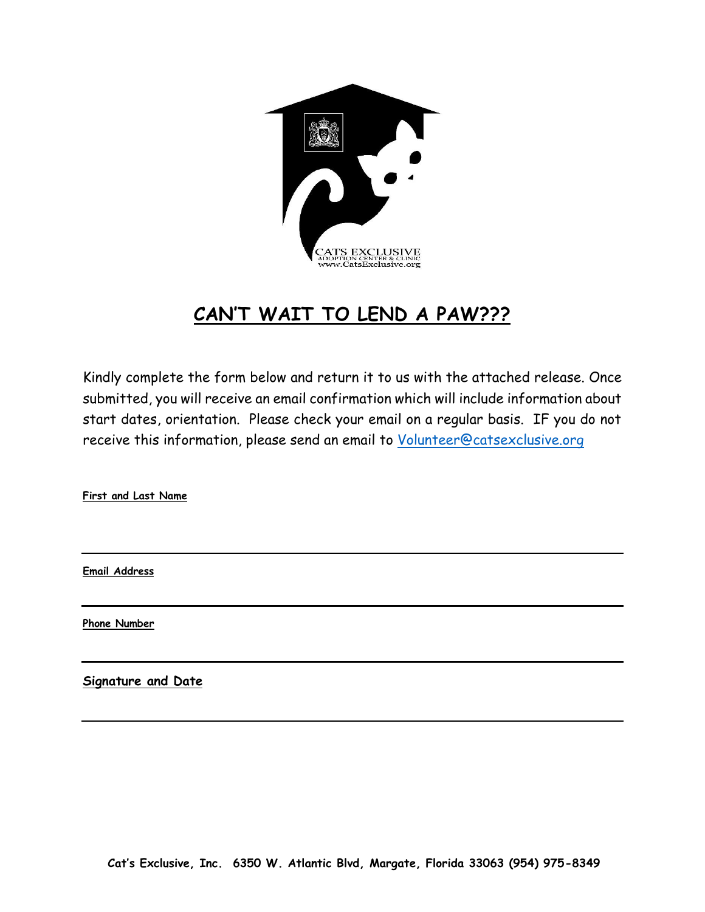CATS EXCLUSIVE
ADOPTION CENTER & CLINIC
www.CatsExclusive.org

# CAN'T WAIT TO LEND A PAW???

Kindly complete the form below and return it to us with the attached release. Once submitted, you will receive an email confirmation which will include information about start dates, orientation. Please check your email on a regular basis. IF you do not receive this information, please send an email to Volunteer@catsexclusive.org

**First and Last Name**

______________________________________________

**Email Address**

______________________________________________

**Phone Number**

______________________________________________

**Signature and Date**

______________________________________________

**Cat's Exclusive, Inc. 6350 W. Atlantic Blvd, Margate, Florida 33063 (954) 975-8349**